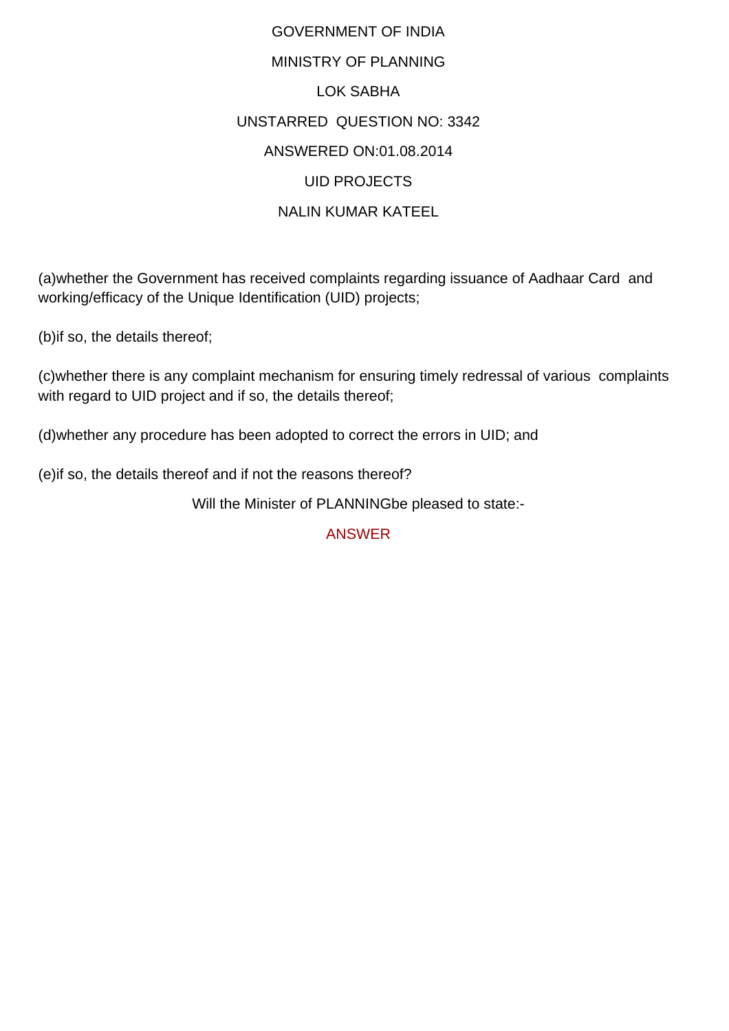GOVERNMENT OF INDIA

MINISTRY OF PLANNING

LOK SABHA

UNSTARRED QUESTION NO: 3342

ANSWERED ON:01.08.2014

UID PROJECTS

NALIN KUMAR KATEEL

(a)whether the Government has received complaints regarding issuance of Aadhaar Card and working/efficacy of the Unique Identification (UID) projects;

(b)if so, the details thereof;

(c)whether there is any complaint mechanism for ensuring timely redressal of various complaints with regard to UID project and if so, the details thereof;

(d)whether any procedure has been adopted to correct the errors in UID; and

(e)if so, the details thereof and if not the reasons thereof?

Will the Minister of PLANNINGbe pleased to state:-

ANSWER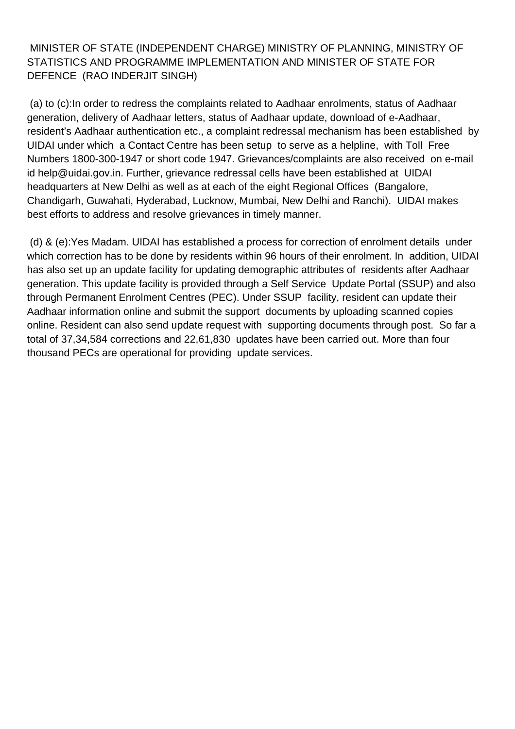MINISTER OF STATE (INDEPENDENT CHARGE) MINISTRY OF PLANNING, MINISTRY OF STATISTICS AND PROGRAMME IMPLEMENTATION AND MINISTER OF STATE FOR DEFENCE (RAO INDERJIT SINGH)

(a) to (c):In order to redress the complaints related to Aadhaar enrolments, status of Aadhaar generation, delivery of Aadhaar letters, status of Aadhaar update, download of e-Aadhaar, resident's Aadhaar authentication etc., a complaint redressal mechanism has been established by UIDAI under which a Contact Centre has been setup to serve as a helpline, with Toll Free Numbers 1800-300-1947 or short code 1947. Grievances/complaints are also received on e-mail id help@uidai.gov.in. Further, grievance redressal cells have been established at UIDAI headquarters at New Delhi as well as at each of the eight Regional Offices (Bangalore, Chandigarh, Guwahati, Hyderabad, Lucknow, Mumbai, New Delhi and Ranchi). UIDAI makes best efforts to address and resolve grievances in timely manner.

(d) & (e):Yes Madam. UIDAI has established a process for correction of enrolment details under which correction has to be done by residents within 96 hours of their enrolment. In addition, UIDAI has also set up an update facility for updating demographic attributes of residents after Aadhaar generation. This update facility is provided through a Self Service Update Portal (SSUP) and also through Permanent Enrolment Centres (PEC). Under SSUP facility, resident can update their Aadhaar information online and submit the support documents by uploading scanned copies online. Resident can also send update request with supporting documents through post. So far a total of 37,34,584 corrections and 22,61,830 updates have been carried out. More than four thousand PECs are operational for providing update services.